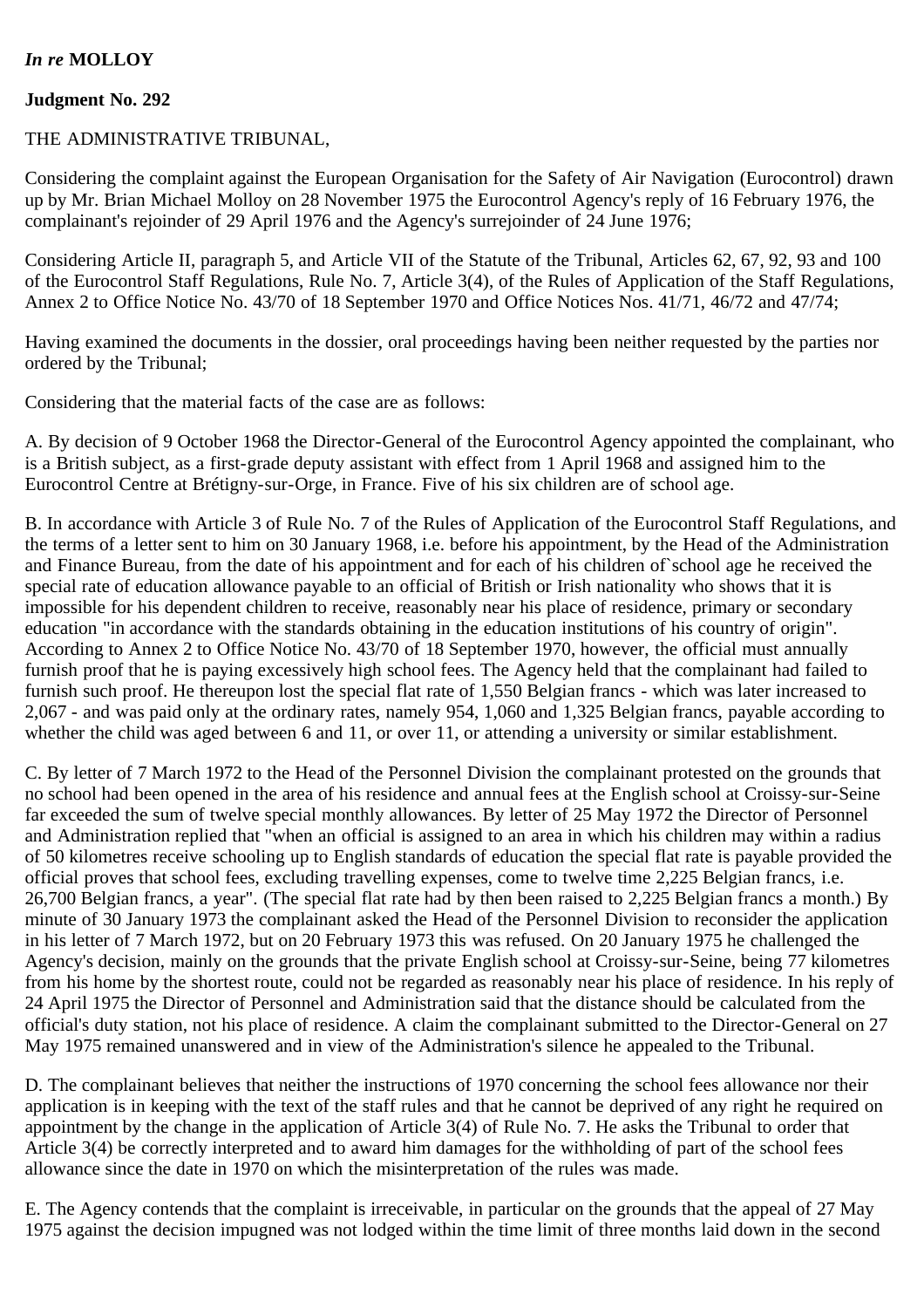*In re* **MOLLOY**

**Judgment No. 292**

THE ADMINISTRATIVE TRIBUNAL,

Considering the complaint against the European Organisation for the Safety of Air Navigation (Eurocontrol) drawn up by Mr. Brian Michael Molloy on 28 November 1975 the Eurocontrol Agency's reply of 16 February 1976, the complainant's rejoinder of 29 April 1976 and the Agency's surrejoinder of 24 June 1976;

Considering Article II, paragraph 5, and Article VII of the Statute of the Tribunal, Articles 62, 67, 92, 93 and 100 of the Eurocontrol Staff Regulations, Rule No. 7, Article 3(4), of the Rules of Application of the Staff Regulations, Annex 2 to Office Notice No. 43/70 of 18 September 1970 and Office Notices Nos. 41/71, 46/72 and 47/74;

Having examined the documents in the dossier, oral proceedings having been neither requested by the parties nor ordered by the Tribunal;

Considering that the material facts of the case are as follows:

A. By decision of 9 October 1968 the Director-General of the Eurocontrol Agency appointed the complainant, who is a British subject, as a first-grade deputy assistant with effect from 1 April 1968 and assigned him to the Eurocontrol Centre at Brétigny-sur-Orge, in France. Five of his six children are of school age.

B. In accordance with Article 3 of Rule No. 7 of the Rules of Application of the Eurocontrol Staff Regulations, and the terms of a letter sent to him on 30 January 1968, i.e. before his appointment, by the Head of the Administration and Finance Bureau, from the date of his appointment and for each of his children of`school age he received the special rate of education allowance payable to an official of British or Irish nationality who shows that it is impossible for his dependent children to receive, reasonably near his place of residence, primary or secondary education "in accordance with the standards obtaining in the education institutions of his country of origin". According to Annex 2 to Office Notice No. 43/70 of 18 September 1970, however, the official must annually furnish proof that he is paying excessively high school fees. The Agency held that the complainant had failed to furnish such proof. He thereupon lost the special flat rate of 1,550 Belgian francs - which was later increased to 2,067 - and was paid only at the ordinary rates, namely 954, 1,060 and 1,325 Belgian francs, payable according to whether the child was aged between 6 and 11, or over 11, or attending a university or similar establishment.

C. By letter of 7 March 1972 to the Head of the Personnel Division the complainant protested on the grounds that no school had been opened in the area of his residence and annual fees at the English school at Croissy-sur-Seine far exceeded the sum of twelve special monthly allowances. By letter of 25 May 1972 the Director of Personnel and Administration replied that "when an official is assigned to an area in which his children may within a radius of 50 kilometres receive schooling up to English standards of education the special flat rate is payable provided the official proves that school fees, excluding travelling expenses, come to twelve time 2,225 Belgian francs, i.e. 26,700 Belgian francs, a year". (The special flat rate had by then been raised to 2,225 Belgian francs a month.) By minute of 30 January 1973 the complainant asked the Head of the Personnel Division to reconsider the application in his letter of 7 March 1972, but on 20 February 1973 this was refused. On 20 January 1975 he challenged the Agency's decision, mainly on the grounds that the private English school at Croissy-sur-Seine, being 77 kilometres from his home by the shortest route, could not be regarded as reasonably near his place of residence. In his reply of 24 April 1975 the Director of Personnel and Administration said that the distance should be calculated from the official's duty station, not his place of residence. A claim the complainant submitted to the Director-General on 27 May 1975 remained unanswered and in view of the Administration's silence he appealed to the Tribunal.

D. The complainant believes that neither the instructions of 1970 concerning the school fees allowance nor their application is in keeping with the text of the staff rules and that he cannot be deprived of any right he required on appointment by the change in the application of Article 3(4) of Rule No. 7. He asks the Tribunal to order that Article 3(4) be correctly interpreted and to award him damages for the withholding of part of the school fees allowance since the date in 1970 on which the misinterpretation of the rules was made.

E. The Agency contends that the complaint is irreceivable, in particular on the grounds that the appeal of 27 May 1975 against the decision impugned was not lodged within the time limit of three months laid down in the second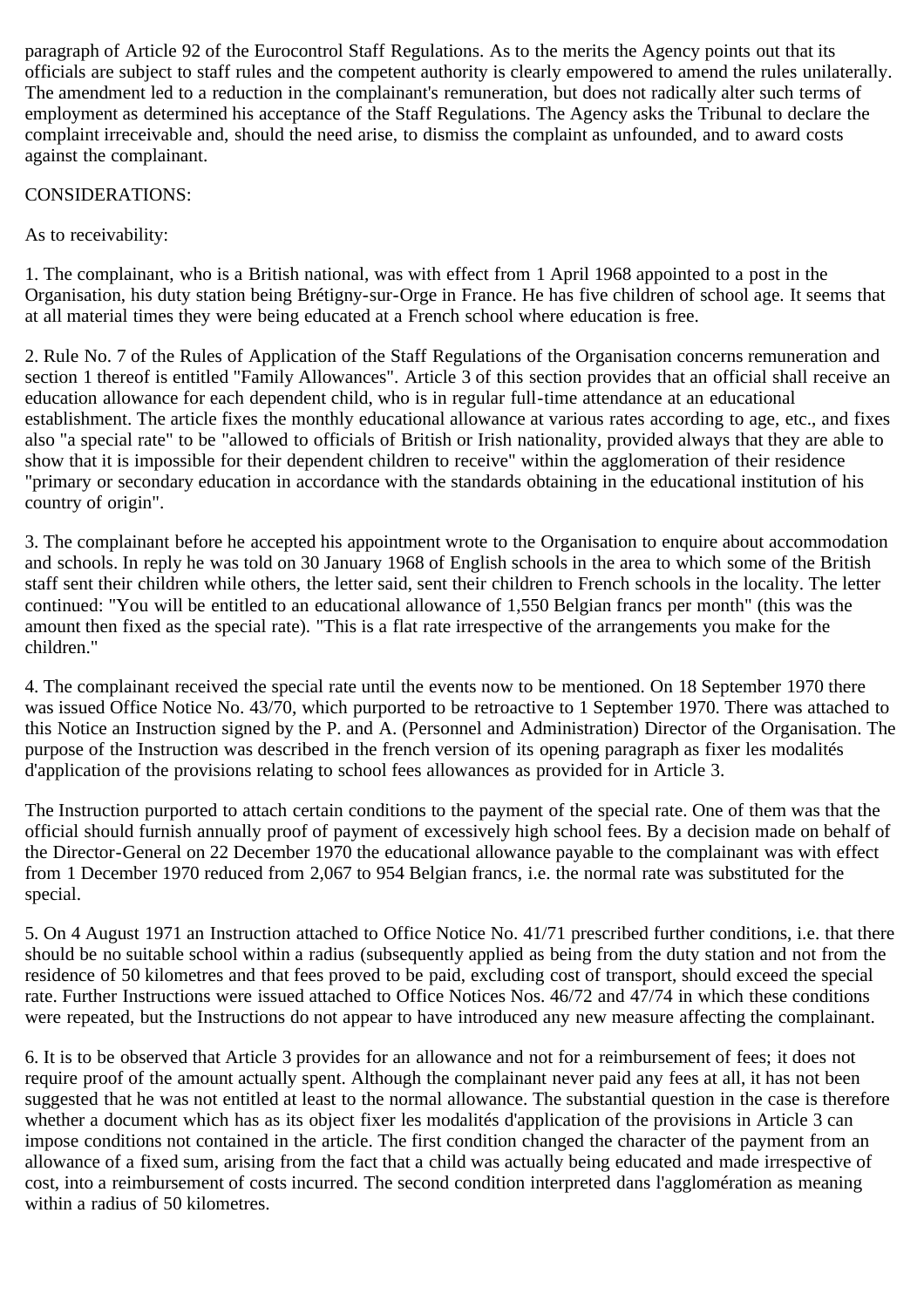paragraph of Article 92 of the Eurocontrol Staff Regulations. As to the merits the Agency points out that its officials are subject to staff rules and the competent authority is clearly empowered to amend the rules unilaterally. The amendment led to a reduction in the complainant's remuneration, but does not radically alter such terms of employment as determined his acceptance of the Staff Regulations. The Agency asks the Tribunal to declare the complaint irreceivable and, should the need arise, to dismiss the complaint as unfounded, and to award costs against the complainant.

CONSIDERATIONS:

As to receivability:

1. The complainant, who is a British national, was with effect from 1 April 1968 appointed to a post in the Organisation, his duty station being Brétigny-sur-Orge in France. He has five children of school age. It seems that at all material times they were being educated at a French school where education is free.

2. Rule No. 7 of the Rules of Application of the Staff Regulations of the Organisation concerns remuneration and section 1 thereof is entitled "Family Allowances". Article 3 of this section provides that an official shall receive an education allowance for each dependent child, who is in regular full-time attendance at an educational establishment. The article fixes the monthly educational allowance at various rates according to age, etc., and fixes also "a special rate" to be "allowed to officials of British or Irish nationality, provided always that they are able to show that it is impossible for their dependent children to receive" within the agglomeration of their residence "primary or secondary education in accordance with the standards obtaining in the educational institution of his country of origin".

3. The complainant before he accepted his appointment wrote to the Organisation to enquire about accommodation and schools. In reply he was told on 30 January 1968 of English schools in the area to which some of the British staff sent their children while others, the letter said, sent their children to French schools in the locality. The letter continued: "You will be entitled to an educational allowance of 1,550 Belgian francs per month" (this was the amount then fixed as the special rate). "This is a flat rate irrespective of the arrangements you make for the children."

4. The complainant received the special rate until the events now to be mentioned. On 18 September 1970 there was issued Office Notice No. 43/70, which purported to be retroactive to 1 September 1970. There was attached to this Notice an Instruction signed by the P. and A. (Personnel and Administration) Director of the Organisation. The purpose of the Instruction was described in the french version of its opening paragraph as fixer les modalités d'application of the provisions relating to school fees allowances as provided for in Article 3.

The Instruction purported to attach certain conditions to the payment of the special rate. One of them was that the official should furnish annually proof of payment of excessively high school fees. By a decision made on behalf of the Director-General on 22 December 1970 the educational allowance payable to the complainant was with effect from 1 December 1970 reduced from 2,067 to 954 Belgian francs, i.e. the normal rate was substituted for the special.

5. On 4 August 1971 an Instruction attached to Office Notice No. 41/71 prescribed further conditions, i.e. that there should be no suitable school within a radius (subsequently applied as being from the duty station and not from the residence of 50 kilometres and that fees proved to be paid, excluding cost of transport, should exceed the special rate. Further Instructions were issued attached to Office Notices Nos. 46/72 and 47/74 in which these conditions were repeated, but the Instructions do not appear to have introduced any new measure affecting the complainant.

6. It is to be observed that Article 3 provides for an allowance and not for a reimbursement of fees; it does not require proof of the amount actually spent. Although the complainant never paid any fees at all, it has not been suggested that he was not entitled at least to the normal allowance. The substantial question in the case is therefore whether a document which has as its object fixer les modalités d'application of the provisions in Article 3 can impose conditions not contained in the article. The first condition changed the character of the payment from an allowance of a fixed sum, arising from the fact that a child was actually being educated and made irrespective of cost, into a reimbursement of costs incurred. The second condition interpreted dans l'agglomération as meaning within a radius of 50 kilometres.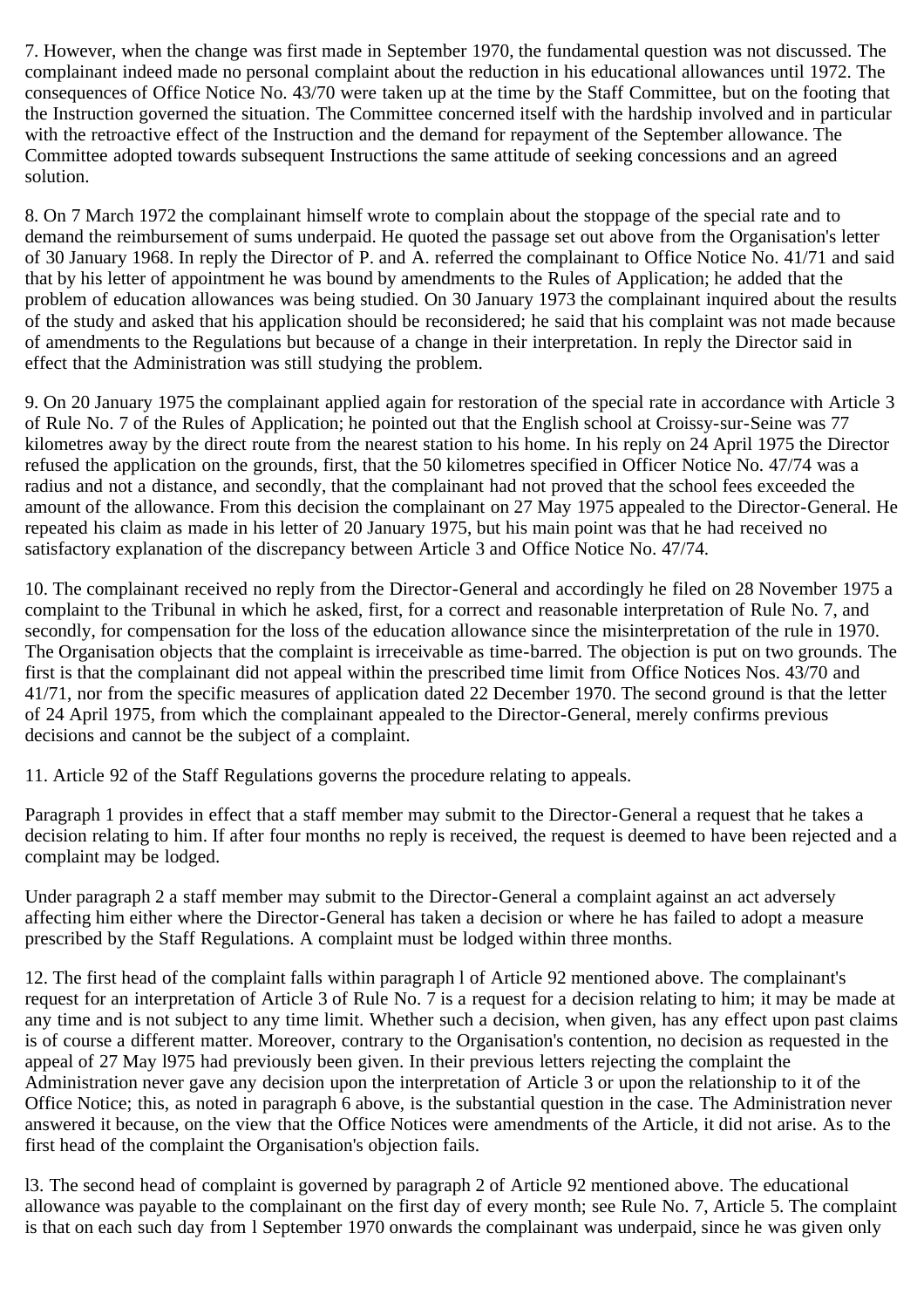7. However, when the change was first made in September 1970, the fundamental question was not discussed. The complainant indeed made no personal complaint about the reduction in his educational allowances until 1972. The consequences of Office Notice No. 43/70 were taken up at the time by the Staff Committee, but on the footing that the Instruction governed the situation. The Committee concerned itself with the hardship involved and in particular with the retroactive effect of the Instruction and the demand for repayment of the September allowance. The Committee adopted towards subsequent Instructions the same attitude of seeking concessions and an agreed solution.

8. On 7 March 1972 the complainant himself wrote to complain about the stoppage of the special rate and to demand the reimbursement of sums underpaid. He quoted the passage set out above from the Organisation's letter of 30 January 1968. In reply the Director of P. and A. referred the complainant to Office Notice No. 41/71 and said that by his letter of appointment he was bound by amendments to the Rules of Application; he added that the problem of education allowances was being studied. On 30 January 1973 the complainant inquired about the results of the study and asked that his application should be reconsidered; he said that his complaint was not made because of amendments to the Regulations but because of a change in their interpretation. In reply the Director said in effect that the Administration was still studying the problem.

9. On 20 January 1975 the complainant applied again for restoration of the special rate in accordance with Article 3 of Rule No. 7 of the Rules of Application; he pointed out that the English school at Croissy-sur-Seine was 77 kilometres away by the direct route from the nearest station to his home. In his reply on 24 April 1975 the Director refused the application on the grounds, first, that the 50 kilometres specified in Officer Notice No. 47/74 was a radius and not a distance, and secondly, that the complainant had not proved that the school fees exceeded the amount of the allowance. From this decision the complainant on 27 May 1975 appealed to the Director-General. He repeated his claim as made in his letter of 20 January 1975, but his main point was that he had received no satisfactory explanation of the discrepancy between Article 3 and Office Notice No. 47/74.

10. The complainant received no reply from the Director-General and accordingly he filed on 28 November 1975 a complaint to the Tribunal in which he asked, first, for a correct and reasonable interpretation of Rule No. 7, and secondly, for compensation for the loss of the education allowance since the misinterpretation of the rule in 1970. The Organisation objects that the complaint is irreceivable as time-barred. The objection is put on two grounds. The first is that the complainant did not appeal within the prescribed time limit from Office Notices Nos. 43/70 and 41/71, nor from the specific measures of application dated 22 December 1970. The second ground is that the letter of 24 April 1975, from which the complainant appealed to the Director-General, merely confirms previous decisions and cannot be the subject of a complaint.

11. Article 92 of the Staff Regulations governs the procedure relating to appeals.

Paragraph 1 provides in effect that a staff member may submit to the Director-General a request that he takes a decision relating to him. If after four months no reply is received, the request is deemed to have been rejected and a complaint may be lodged.

Under paragraph 2 a staff member may submit to the Director-General a complaint against an act adversely affecting him either where the Director-General has taken a decision or where he has failed to adopt a measure prescribed by the Staff Regulations. A complaint must be lodged within three months.

12. The first head of the complaint falls within paragraph l of Article 92 mentioned above. The complainant's request for an interpretation of Article 3 of Rule No. 7 is a request for a decision relating to him; it may be made at any time and is not subject to any time limit. Whether such a decision, when given, has any effect upon past claims is of course a different matter. Moreover, contrary to the Organisation's contention, no decision as requested in the appeal of 27 May l975 had previously been given. In their previous letters rejecting the complaint the Administration never gave any decision upon the interpretation of Article 3 or upon the relationship to it of the Office Notice; this, as noted in paragraph 6 above, is the substantial question in the case. The Administration never answered it because, on the view that the Office Notices were amendments of the Article, it did not arise. As to the first head of the complaint the Organisation's objection fails.

l3. The second head of complaint is governed by paragraph 2 of Article 92 mentioned above. The educational allowance was payable to the complainant on the first day of every month; see Rule No. 7, Article 5. The complaint is that on each such day from l September 1970 onwards the complainant was underpaid, since he was given only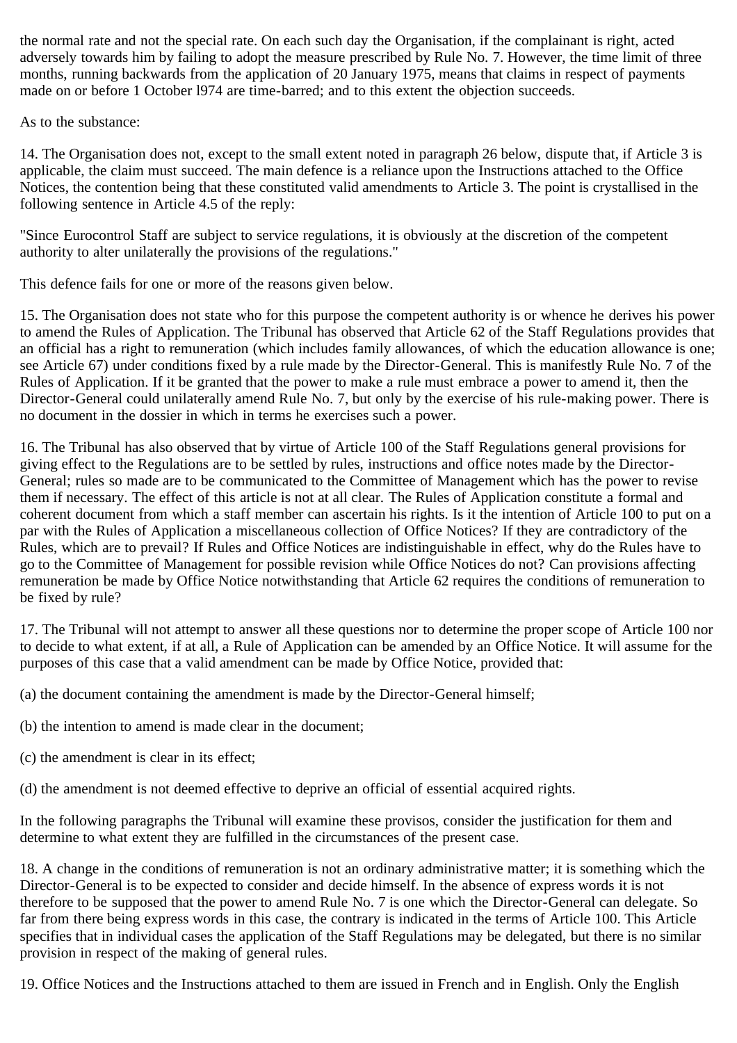the normal rate and not the special rate. On each such day the Organisation, if the complainant is right, acted adversely towards him by failing to adopt the measure prescribed by Rule No. 7. However, the time limit of three months, running backwards from the application of 20 January 1975, means that claims in respect of payments made on or before 1 October l974 are time-barred; and to this extent the objection succeeds.

As to the substance:

14. The Organisation does not, except to the small extent noted in paragraph 26 below, dispute that, if Article 3 is applicable, the claim must succeed. The main defence is a reliance upon the Instructions attached to the Office Notices, the contention being that these constituted valid amendments to Article 3. The point is crystallised in the following sentence in Article 4.5 of the reply:

"Since Eurocontrol Staff are subject to service regulations, it is obviously at the discretion of the competent authority to alter unilaterally the provisions of the regulations."

This defence fails for one or more of the reasons given below.

15. The Organisation does not state who for this purpose the competent authority is or whence he derives his power to amend the Rules of Application. The Tribunal has observed that Article 62 of the Staff Regulations provides that an official has a right to remuneration (which includes family allowances, of which the education allowance is one; see Article 67) under conditions fixed by a rule made by the Director-General. This is manifestly Rule No. 7 of the Rules of Application. If it be granted that the power to make a rule must embrace a power to amend it, then the Director-General could unilaterally amend Rule No. 7, but only by the exercise of his rule-making power. There is no document in the dossier in which in terms he exercises such a power.

16. The Tribunal has also observed that by virtue of Article 100 of the Staff Regulations general provisions for giving effect to the Regulations are to be settled by rules, instructions and office notes made by the Director-General; rules so made are to be communicated to the Committee of Management which has the power to revise them if necessary. The effect of this article is not at all clear. The Rules of Application constitute a formal and coherent document from which a staff member can ascertain his rights. Is it the intention of Article 100 to put on a par with the Rules of Application a miscellaneous collection of Office Notices? If they are contradictory of the Rules, which are to prevail? If Rules and Office Notices are indistinguishable in effect, why do the Rules have to go to the Committee of Management for possible revision while Office Notices do not? Can provisions affecting remuneration be made by Office Notice notwithstanding that Article 62 requires the conditions of remuneration to be fixed by rule?

17. The Tribunal will not attempt to answer all these questions nor to determine the proper scope of Article 100 nor to decide to what extent, if at all, a Rule of Application can be amended by an Office Notice. It will assume for the purposes of this case that a valid amendment can be made by Office Notice, provided that:

(a) the document containing the amendment is made by the Director-General himself;

(b) the intention to amend is made clear in the document;

(c) the amendment is clear in its effect;

(d) the amendment is not deemed effective to deprive an official of essential acquired rights.

In the following paragraphs the Tribunal will examine these provisos, consider the justification for them and determine to what extent they are fulfilled in the circumstances of the present case.

18. A change in the conditions of remuneration is not an ordinary administrative matter; it is something which the Director-General is to be expected to consider and decide himself. In the absence of express words it is not therefore to be supposed that the power to amend Rule No. 7 is one which the Director-General can delegate. So far from there being express words in this case, the contrary is indicated in the terms of Article 100. This Article specifies that in individual cases the application of the Staff Regulations may be delegated, but there is no similar provision in respect of the making of general rules.

19. Office Notices and the Instructions attached to them are issued in French and in English. Only the English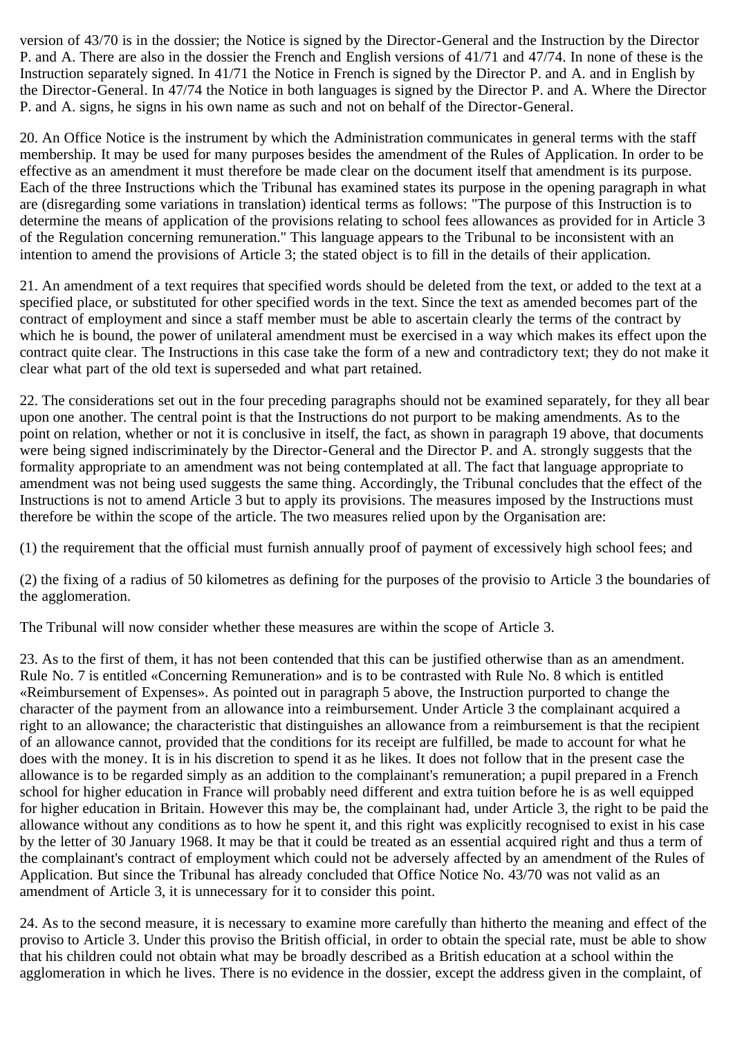version of 43/70 is in the dossier; the Notice is signed by the Director-General and the Instruction by the Director P. and A. There are also in the dossier the French and English versions of 41/71 and 47/74. In none of these is the Instruction separately signed. In 41/71 the Notice in French is signed by the Director P. and A. and in English by the Director-General. In 47/74 the Notice in both languages is signed by the Director P. and A. Where the Director P. and A. signs, he signs in his own name as such and not on behalf of the Director-General.

20. An Office Notice is the instrument by which the Administration communicates in general terms with the staff membership. It may be used for many purposes besides the amendment of the Rules of Application. In order to be effective as an amendment it must therefore be made clear on the document itself that amendment is its purpose. Each of the three Instructions which the Tribunal has examined states its purpose in the opening paragraph in what are (disregarding some variations in translation) identical terms as follows: "The purpose of this Instruction is to determine the means of application of the provisions relating to school fees allowances as provided for in Article 3 of the Regulation concerning remuneration." This language appears to the Tribunal to be inconsistent with an intention to amend the provisions of Article 3; the stated object is to fill in the details of their application.

21. An amendment of a text requires that specified words should be deleted from the text, or added to the text at a specified place, or substituted for other specified words in the text. Since the text as amended becomes part of the contract of employment and since a staff member must be able to ascertain clearly the terms of the contract by which he is bound, the power of unilateral amendment must be exercised in a way which makes its effect upon the contract quite clear. The Instructions in this case take the form of a new and contradictory text; they do not make it clear what part of the old text is superseded and what part retained.

22. The considerations set out in the four preceding paragraphs should not be examined separately, for they all bear upon one another. The central point is that the Instructions do not purport to be making amendments. As to the point on relation, whether or not it is conclusive in itself, the fact, as shown in paragraph 19 above, that documents were being signed indiscriminately by the Director-General and the Director P. and A. strongly suggests that the formality appropriate to an amendment was not being contemplated at all. The fact that language appropriate to amendment was not being used suggests the same thing. Accordingly, the Tribunal concludes that the effect of the Instructions is not to amend Article 3 but to apply its provisions. The measures imposed by the Instructions must therefore be within the scope of the article. The two measures relied upon by the Organisation are:

(1) the requirement that the official must furnish annually proof of payment of excessively high school fees; and

(2) the fixing of a radius of 50 kilometres as defining for the purposes of the provisio to Article 3 the boundaries of the agglomeration.

The Tribunal will now consider whether these measures are within the scope of Article 3.

23. As to the first of them, it has not been contended that this can be justified otherwise than as an amendment. Rule No. 7 is entitled «Concerning Remuneration» and is to be contrasted with Rule No. 8 which is entitled «Reimbursement of Expenses». As pointed out in paragraph 5 above, the Instruction purported to change the character of the payment from an allowance into a reimbursement. Under Article 3 the complainant acquired a right to an allowance; the characteristic that distinguishes an allowance from a reimbursement is that the recipient of an allowance cannot, provided that the conditions for its receipt are fulfilled, be made to account for what he does with the money. It is in his discretion to spend it as he likes. It does not follow that in the present case the allowance is to be regarded simply as an addition to the complainant's remuneration; a pupil prepared in a French school for higher education in France will probably need different and extra tuition before he is as well equipped for higher education in Britain. However this may be, the complainant had, under Article 3, the right to be paid the allowance without any conditions as to how he spent it, and this right was explicitly recognised to exist in his case by the letter of 30 January 1968. It may be that it could be treated as an essential acquired right and thus a term of the complainant's contract of employment which could not be adversely affected by an amendment of the Rules of Application. But since the Tribunal has already concluded that Office Notice No. 43/70 was not valid as an amendment of Article 3, it is unnecessary for it to consider this point.

24. As to the second measure, it is necessary to examine more carefully than hitherto the meaning and effect of the proviso to Article 3. Under this proviso the British official, in order to obtain the special rate, must be able to show that his children could not obtain what may be broadly described as a British education at a school within the agglomeration in which he lives. There is no evidence in the dossier, except the address given in the complaint, of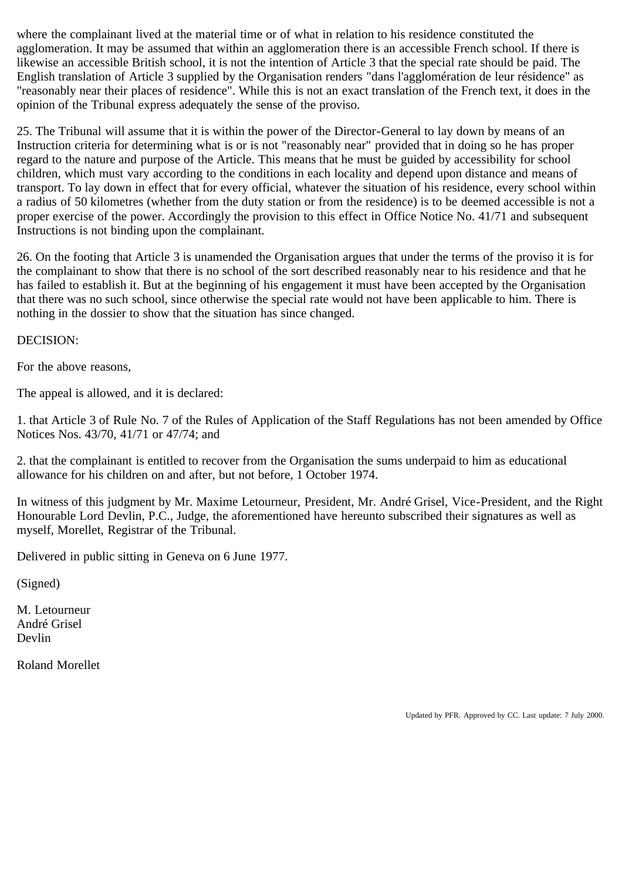where the complainant lived at the material time or of what in relation to his residence constituted the agglomeration. It may be assumed that within an agglomeration there is an accessible French school. If there is likewise an accessible British school, it is not the intention of Article 3 that the special rate should be paid. The English translation of Article 3 supplied by the Organisation renders "dans l'agglomération de leur résidence" as "reasonably near their places of residence". While this is not an exact translation of the French text, it does in the opinion of the Tribunal express adequately the sense of the proviso.

25. The Tribunal will assume that it is within the power of the Director-General to lay down by means of an Instruction criteria for determining what is or is not "reasonably near" provided that in doing so he has proper regard to the nature and purpose of the Article. This means that he must be guided by accessibility for school children, which must vary according to the conditions in each locality and depend upon distance and means of transport. To lay down in effect that for every official, whatever the situation of his residence, every school within a radius of 50 kilometres (whether from the duty station or from the residence) is to be deemed accessible is not a proper exercise of the power. Accordingly the provision to this effect in Office Notice No. 41/71 and subsequent Instructions is not binding upon the complainant.

26. On the footing that Article 3 is unamended the Organisation argues that under the terms of the proviso it is for the complainant to show that there is no school of the sort described reasonably near to his residence and that he has failed to establish it. But at the beginning of his engagement it must have been accepted by the Organisation that there was no such school, since otherwise the special rate would not have been applicable to him. There is nothing in the dossier to show that the situation has since changed.

DECISION:

For the above reasons,

The appeal is allowed, and it is declared:

1. that Article 3 of Rule No. 7 of the Rules of Application of the Staff Regulations has not been amended by Office Notices Nos. 43/70, 41/71 or 47/74; and

2. that the complainant is entitled to recover from the Organisation the sums underpaid to him as educational allowance for his children on and after, but not before, 1 October 1974.

In witness of this judgment by Mr. Maxime Letourneur, President, Mr. André Grisel, Vice-President, and the Right Honourable Lord Devlin, P.C., Judge, the aforementioned have hereunto subscribed their signatures as well as myself, Morellet, Registrar of the Tribunal.

Delivered in public sitting in Geneva on 6 June 1977.

(Signed)

M. Letourneur
André Grisel
Devlin

Roland Morellet

Updated by PFR. Approved by CC. Last update: 7 July 2000.